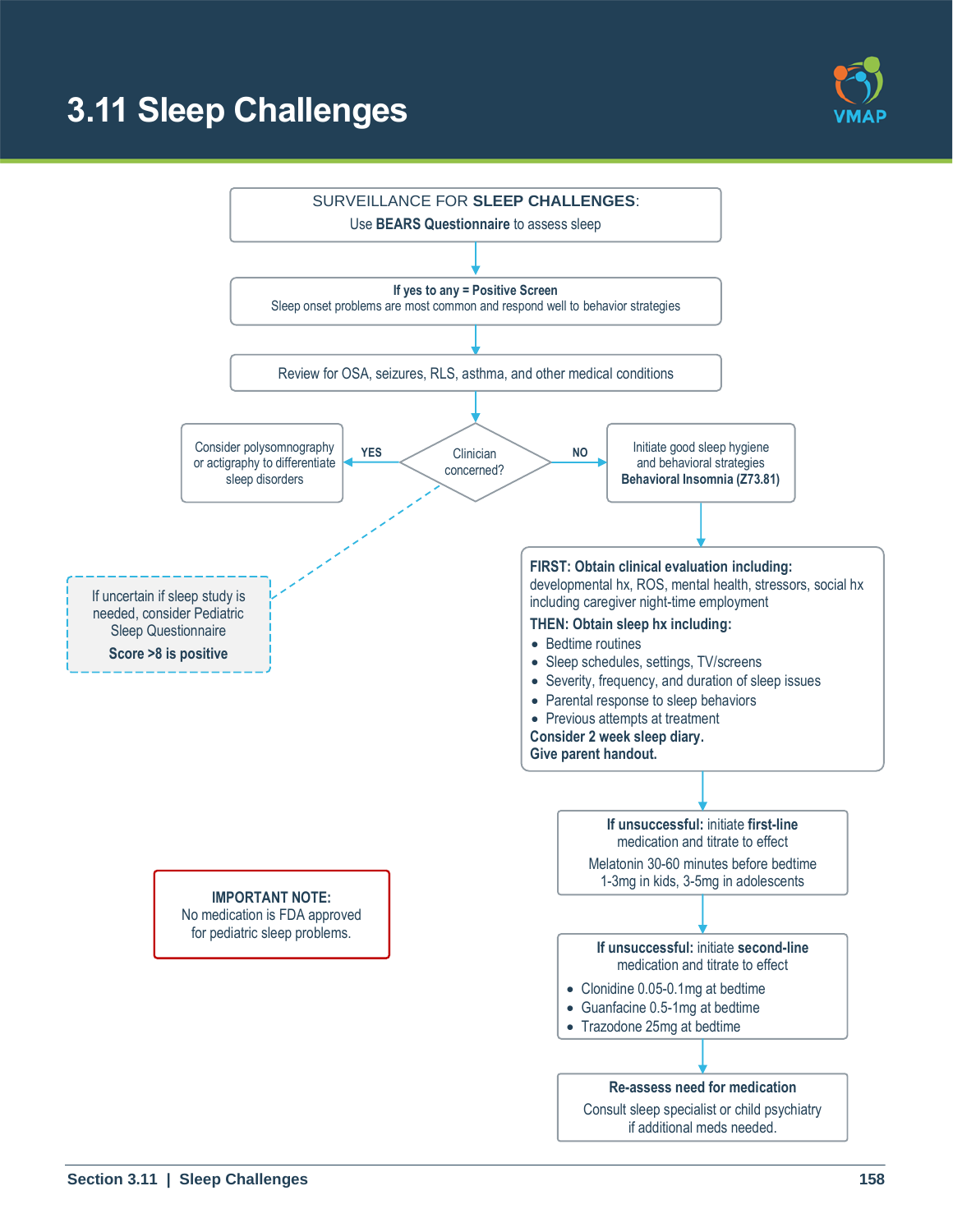# 3.11 Sleep Challenges

**SURVEILLANCE FOR SLEEP CHALLENGES:**
Use **BEARS Questionnaire** to assess sleep

↓

**If yes to any = Positive Screen**
Sleep onset problems are most common and respond well to behavior strategies

↓

Review for OSA, seizures, RLS, asthma, and other medical conditions

↓

**Clinician concerned?**

- **YES** → Consider polysomnography or actigraphy to differentiate sleep disorders
  - If uncertain if sleep study is needed, consider Pediatric Sleep Questionnaire. **Score >8 is positive**
- **NO** → Initiate good sleep hygiene and behavioral strategies. **Behavioral Insomnia (Z73.81)**

↓

**FIRST: Obtain clinical evaluation including:**
developmental hx, ROS, mental health, stressors, social hx including caregiver night-time employment

**THEN: Obtain sleep hx including:**

- Bedtime routines
- Sleep schedules, settings, TV/screens
- Severity, frequency, and duration of sleep issues
- Parental response to sleep behaviors
- Previous attempts at treatment

**Consider 2 week sleep diary.**
**Give parent handout.**

↓

**If unsuccessful:** initiate **first-line** medication and titrate to effect

Melatonin 30-60 minutes before bedtime
1-3mg in kids, 3-5mg in adolescents

↓

**If unsuccessful:** initiate **second-line** medication and titrate to effect

- Clonidine 0.05-0.1mg at bedtime
- Guanfacine 0.5-1mg at bedtime
- Trazodone 25mg at bedtime

↓

**Re-assess need for medication**
Consult sleep specialist or child psychiatry if additional meds needed.

---

**IMPORTANT NOTE:**
No medication is FDA approved for pediatric sleep problems.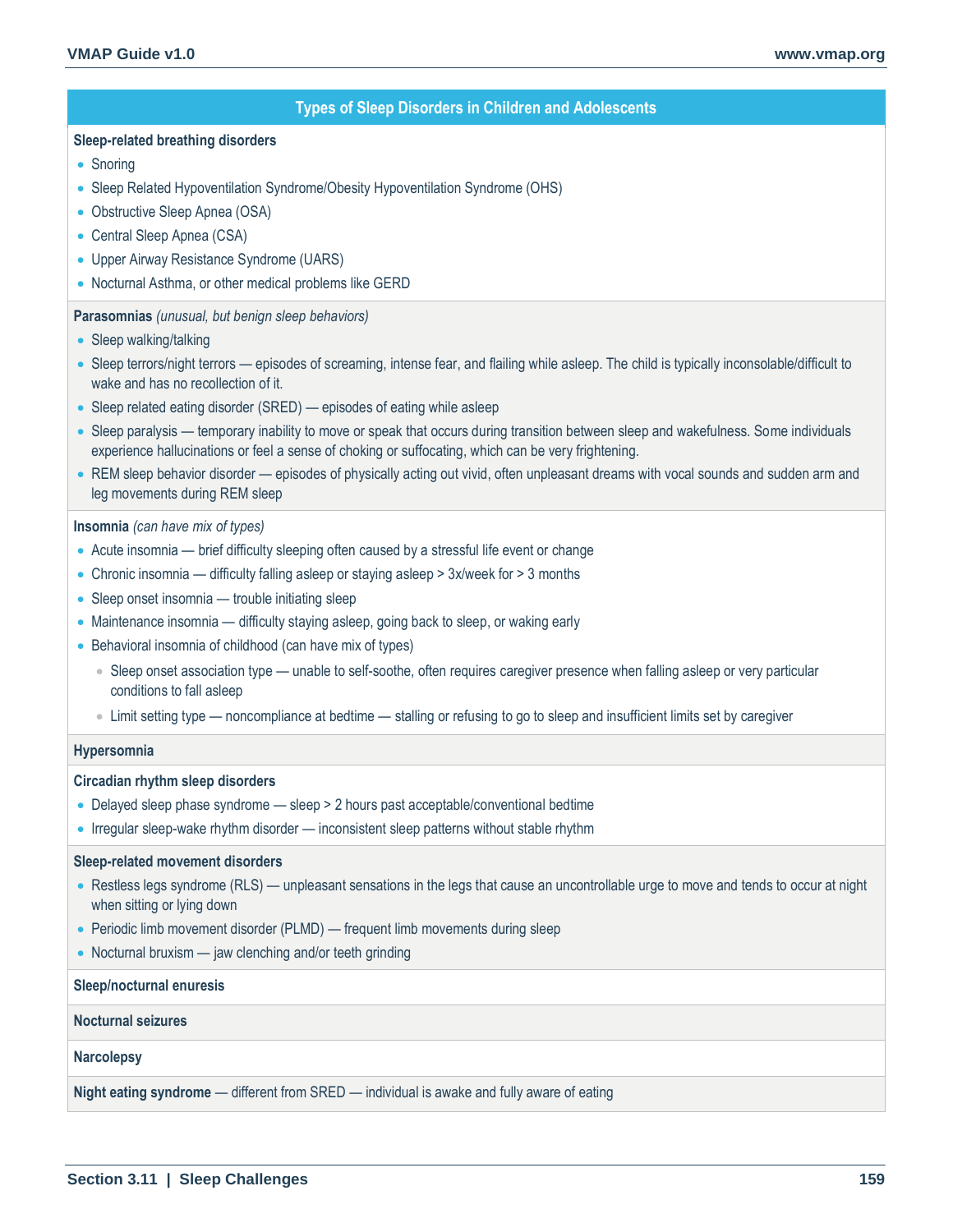## Types of Sleep Disorders in Children and Adolescents

**Sleep-related breathing disorders**

- Snoring
- Sleep Related Hypoventilation Syndrome/Obesity Hypoventilation Syndrome (OHS)
- Obstructive Sleep Apnea (OSA)
- Central Sleep Apnea (CSA)
- Upper Airway Resistance Syndrome (UARS)
- Nocturnal Asthma, or other medical problems like GERD

**Parasomnias** *(unusual, but benign sleep behaviors)*

- Sleep walking/talking
- Sleep terrors/night terrors — episodes of screaming, intense fear, and flailing while asleep. The child is typically inconsolable/difficult to wake and has no recollection of it.
- Sleep related eating disorder (SRED) — episodes of eating while asleep
- Sleep paralysis — temporary inability to move or speak that occurs during transition between sleep and wakefulness. Some individuals experience hallucinations or feel a sense of choking or suffocating, which can be very frightening.
- REM sleep behavior disorder — episodes of physically acting out vivid, often unpleasant dreams with vocal sounds and sudden arm and leg movements during REM sleep

**Insomnia** *(can have mix of types)*

- Acute insomnia — brief difficulty sleeping often caused by a stressful life event or change
- Chronic insomnia — difficulty falling asleep or staying asleep > 3x/week for > 3 months
- Sleep onset insomnia — trouble initiating sleep
- Maintenance insomnia — difficulty staying asleep, going back to sleep, or waking early
- Behavioral insomnia of childhood (can have mix of types)
  - Sleep onset association type — unable to self-soothe, often requires caregiver presence when falling asleep or very particular conditions to fall asleep
  - Limit setting type — noncompliance at bedtime — stalling or refusing to go to sleep and insufficient limits set by caregiver

**Hypersomnia**

**Circadian rhythm sleep disorders**

- Delayed sleep phase syndrome — sleep > 2 hours past acceptable/conventional bedtime
- Irregular sleep-wake rhythm disorder — inconsistent sleep patterns without stable rhythm

**Sleep-related movement disorders**

- Restless legs syndrome (RLS) — unpleasant sensations in the legs that cause an uncontrollable urge to move and tends to occur at night when sitting or lying down
- Periodic limb movement disorder (PLMD) — frequent limb movements during sleep
- Nocturnal bruxism — jaw clenching and/or teeth grinding

**Sleep/nocturnal enuresis**

**Nocturnal seizures**

**Narcolepsy**

**Night eating syndrome** — different from SRED — individual is awake and fully aware of eating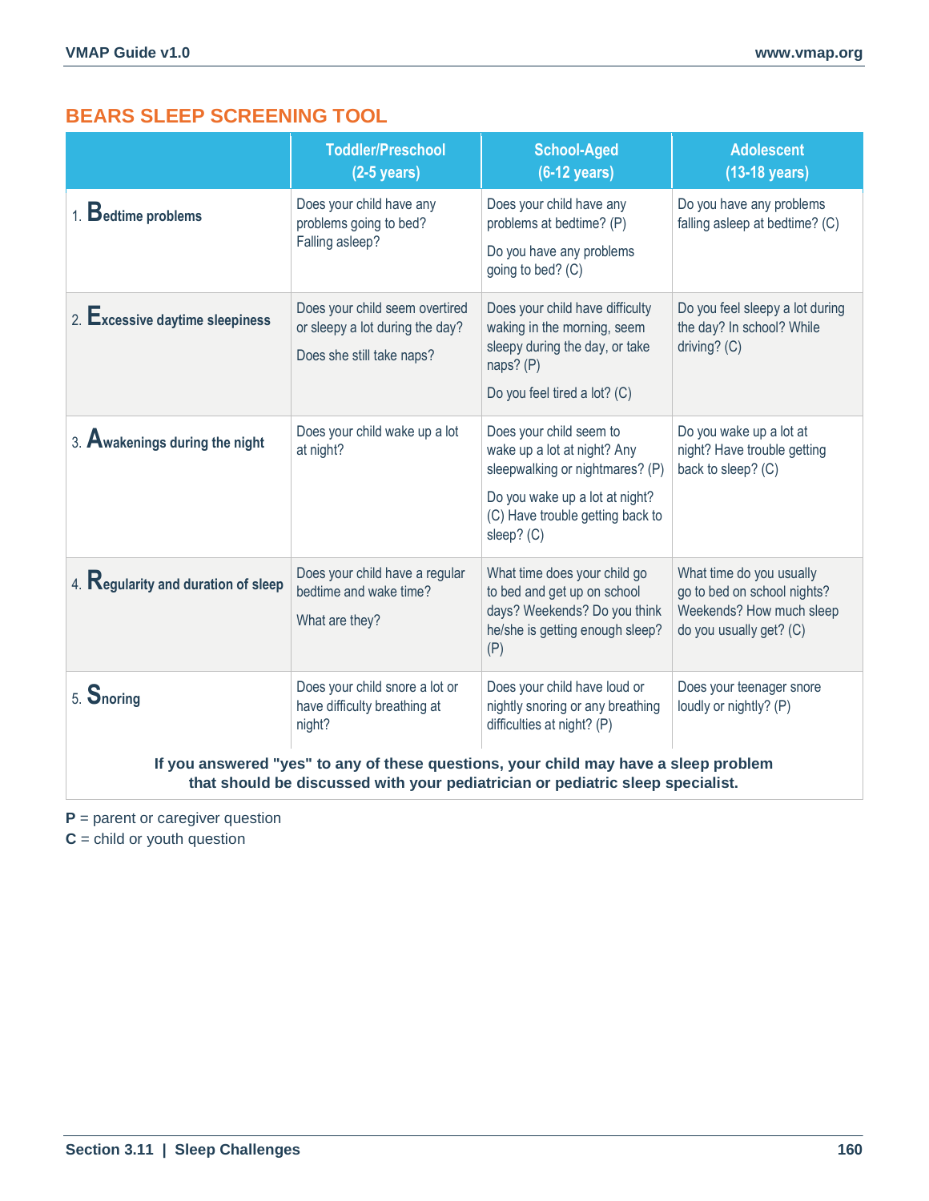## BEARS SLEEP SCREENING TOOL

| | Toddler/Preschool (2-5 years) | School-Aged (6-12 years) | Adolescent (13-18 years) |
|---|---|---|---|
| 1. **B**edtime problems | Does your child have any problems going to bed? Falling asleep? | Does your child have any problems at bedtime? (P)<br><br>Do you have any problems going to bed? (C) | Do you have any problems falling asleep at bedtime? (C) |
| 2. **E**xcessive daytime sleepiness | Does your child seem overtired or sleepy a lot during the day?<br><br>Does she still take naps? | Does your child have difficulty waking in the morning, seem sleepy during the day, or take naps? (P)<br><br>Do you feel tired a lot? (C) | Do you feel sleepy a lot during the day? In school? While driving? (C) |
| 3. **A**wakenings during the night | Does your child wake up a lot at night? | Does your child seem to wake up a lot at night? Any sleepwalking or nightmares? (P)<br><br>Do you wake up a lot at night? (C) Have trouble getting back to sleep? (C) | Do you wake up a lot at night? Have trouble getting back to sleep? (C) |
| 4. **R**egularity and duration of sleep | Does your child have a regular bedtime and wake time?<br><br>What are they? | What time does your child go to bed and get up on school days? Weekends? Do you think he/she is getting enough sleep? (P) | What time do you usually go to bed on school nights? Weekends? How much sleep do you usually get? (C) |
| 5. **S**noring | Does your child snore a lot or have difficulty breathing at night? | Does your child have loud or nightly snoring or any breathing difficulties at night? (P) | Does your teenager snore loudly or nightly? (P) |

**If you answered "yes" to any of these questions, your child may have a sleep problem that should be discussed with your pediatrician or pediatric sleep specialist.**

**P** = parent or caregiver question

**C** = child or youth question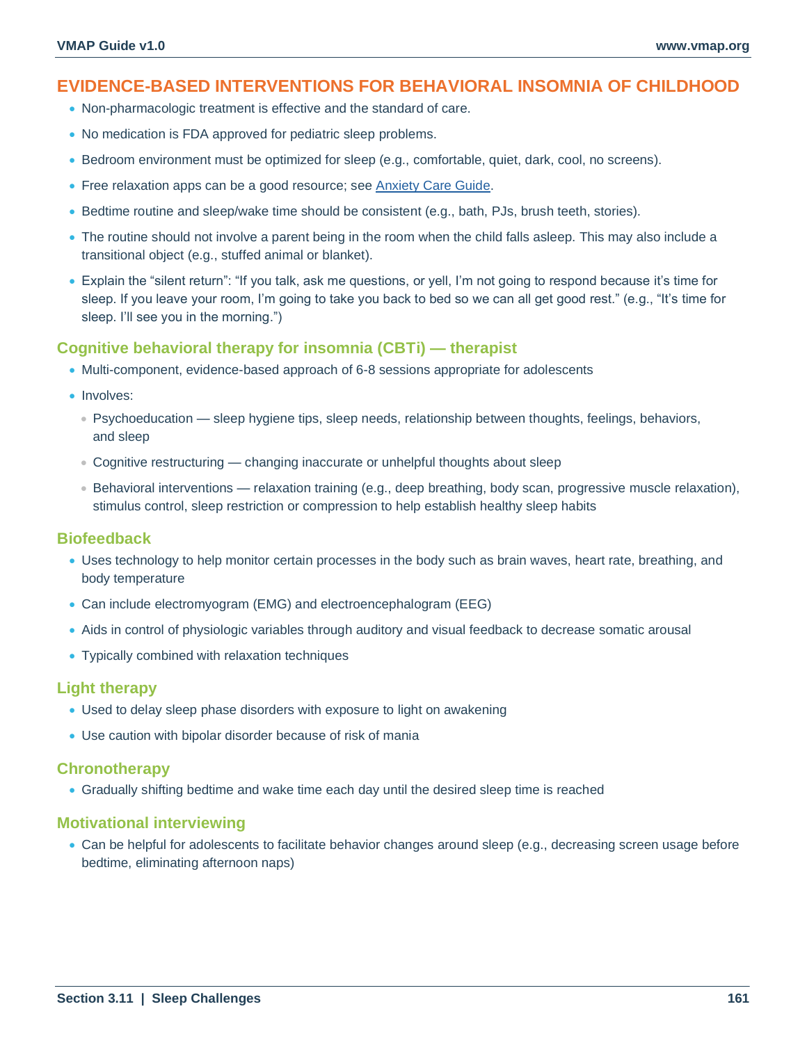## EVIDENCE-BASED INTERVENTIONS FOR BEHAVIORAL INSOMNIA OF CHILDHOOD

- Non-pharmacologic treatment is effective and the standard of care.
- No medication is FDA approved for pediatric sleep problems.
- Bedroom environment must be optimized for sleep (e.g., comfortable, quiet, dark, cool, no screens).
- Free relaxation apps can be a good resource; see [Anxiety Care Guide](#).
- Bedtime routine and sleep/wake time should be consistent (e.g., bath, PJs, brush teeth, stories).
- The routine should not involve a parent being in the room when the child falls asleep. This may also include a transitional object (e.g., stuffed animal or blanket).
- Explain the "silent return": "If you talk, ask me questions, or yell, I'm not going to respond because it's time for sleep. If you leave your room, I'm going to take you back to bed so we can all get good rest." (e.g., "It's time for sleep. I'll see you in the morning.")

### Cognitive behavioral therapy for insomnia (CBTi) — therapist

- Multi-component, evidence-based approach of 6-8 sessions appropriate for adolescents
- Involves:
  - Psychoeducation — sleep hygiene tips, sleep needs, relationship between thoughts, feelings, behaviors, and sleep
  - Cognitive restructuring — changing inaccurate or unhelpful thoughts about sleep
  - Behavioral interventions — relaxation training (e.g., deep breathing, body scan, progressive muscle relaxation), stimulus control, sleep restriction or compression to help establish healthy sleep habits

### Biofeedback

- Uses technology to help monitor certain processes in the body such as brain waves, heart rate, breathing, and body temperature
- Can include electromyogram (EMG) and electroencephalogram (EEG)
- Aids in control of physiologic variables through auditory and visual feedback to decrease somatic arousal
- Typically combined with relaxation techniques

### Light therapy

- Used to delay sleep phase disorders with exposure to light on awakening
- Use caution with bipolar disorder because of risk of mania

### Chronotherapy

- Gradually shifting bedtime and wake time each day until the desired sleep time is reached

### Motivational interviewing

- Can be helpful for adolescents to facilitate behavior changes around sleep (e.g., decreasing screen usage before bedtime, eliminating afternoon naps)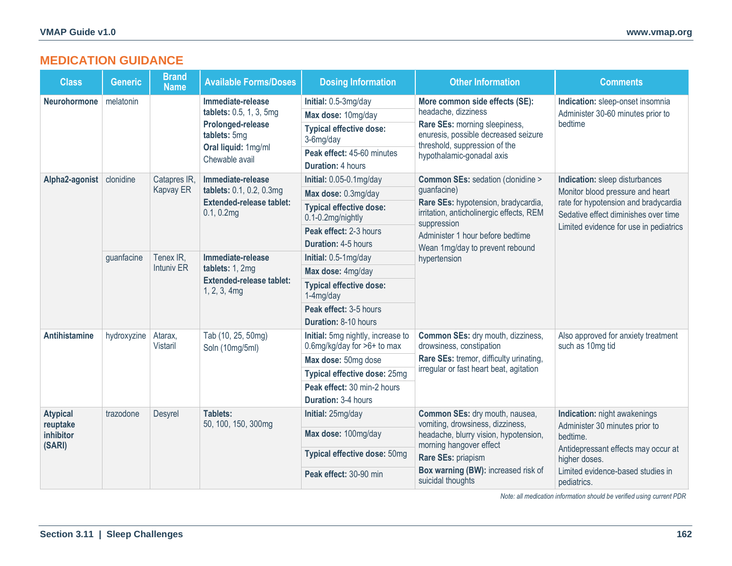## MEDICATION GUIDANCE

| Class | Generic | Brand Name | Available Forms/Doses | Dosing Information | Other Information | Comments |
|---|---|---|---|---|---|---|
| **Neurohormone** | melatonin | | **Immediate-release tablets:** 0.5, 1, 3, 5mg<br>**Prolonged-release tablets:** 5mg<br>**Oral liquid:** 1mg/ml<br>Chewable avail | **Initial:** 0.5-3mg/day<br>**Max dose:** 10mg/day<br>**Typical effective dose:** 3-6mg/day<br>**Peak effect:** 45-60 minutes<br>**Duration:** 4 hours | **More common side effects (SE):** headache, dizziness<br>**Rare SEs:** morning sleepiness, enuresis, possible decreased seizure threshold, suppression of the hypothalamic-gonadal axis | **Indication:** sleep-onset insomnia<br>Administer 30-60 minutes prior to bedtime |
| **Alpha2-agonist** | clonidine | Catapres IR, Kapvay ER | **Immediate-release tablets:** 0.1, 0.2, 0.3mg<br>**Extended-release tablet:** 0.1, 0.2mg | **Initial:** 0.05-0.1mg/day<br>**Max dose:** 0.3mg/day<br>**Typical effective dose:** 0.1-0.2mg/nightly<br>**Peak effect:** 2-3 hours<br>**Duration:** 4-5 hours | **Common SEs:** sedation (clonidine > guanfacine)<br>**Rare SEs:** hypotension, bradycardia, irritation, anticholinergic effects, REM suppression<br>Administer 1 hour before bedtime<br>Wean 1mg/day to prevent rebound hypertension | **Indication:** sleep disturbances<br>Monitor blood pressure and heart rate for hypotension and bradycardia<br>Sedative effect diminishes over time<br>Limited evidence for use in pediatrics |
| | guanfacine | Tenex IR, Intuniv ER | **Immediate-release tablets:** 1, 2mg<br>**Extended-release tablet:** 1, 2, 3, 4mg | **Initial:** 0.5-1mg/day<br>**Max dose:** 4mg/day<br>**Typical effective dose:** 1-4mg/day<br>**Peak effect:** 3-5 hours<br>**Duration:** 8-10 hours | | |
| **Antihistamine** | hydroxyzine | Atarax, Vistaril | Tab (10, 25, 50mg)<br>Soln (10mg/5ml) | **Initial:** 5mg nightly, increase to 0.6mg/kg/day for >6+ to max<br>**Max dose:** 50mg dose<br>**Typical effective dose:** 25mg<br>**Peak effect:** 30 min-2 hours<br>**Duration:** 3-4 hours | **Common SEs:** dry mouth, dizziness, drowsiness, constipation<br>**Rare SEs:** tremor, difficulty urinating, irregular or fast heart beat, agitation | Also approved for anxiety treatment such as 10mg tid |
| **Atypical reuptake inhibitor (SARI)** | trazodone | Desyrel | **Tablets:** 50, 100, 150, 300mg | **Initial:** 25mg/day<br>**Max dose:** 100mg/day<br>**Typical effective dose:** 50mg<br>**Peak effect:** 30-90 min | **Common SEs:** dry mouth, nausea, vomiting, drowsiness, dizziness, headache, blurry vision, hypotension, morning hangover effect<br>**Rare SEs:** priapism<br>**Box warning (BW):** increased risk of suicidal thoughts | **Indication:** night awakenings<br>Administer 30 minutes prior to bedtime.<br>Antidepressant effects may occur at higher doses.<br>Limited evidence-based studies in pediatrics. |

*Note: all medication information should be verified using current PDR*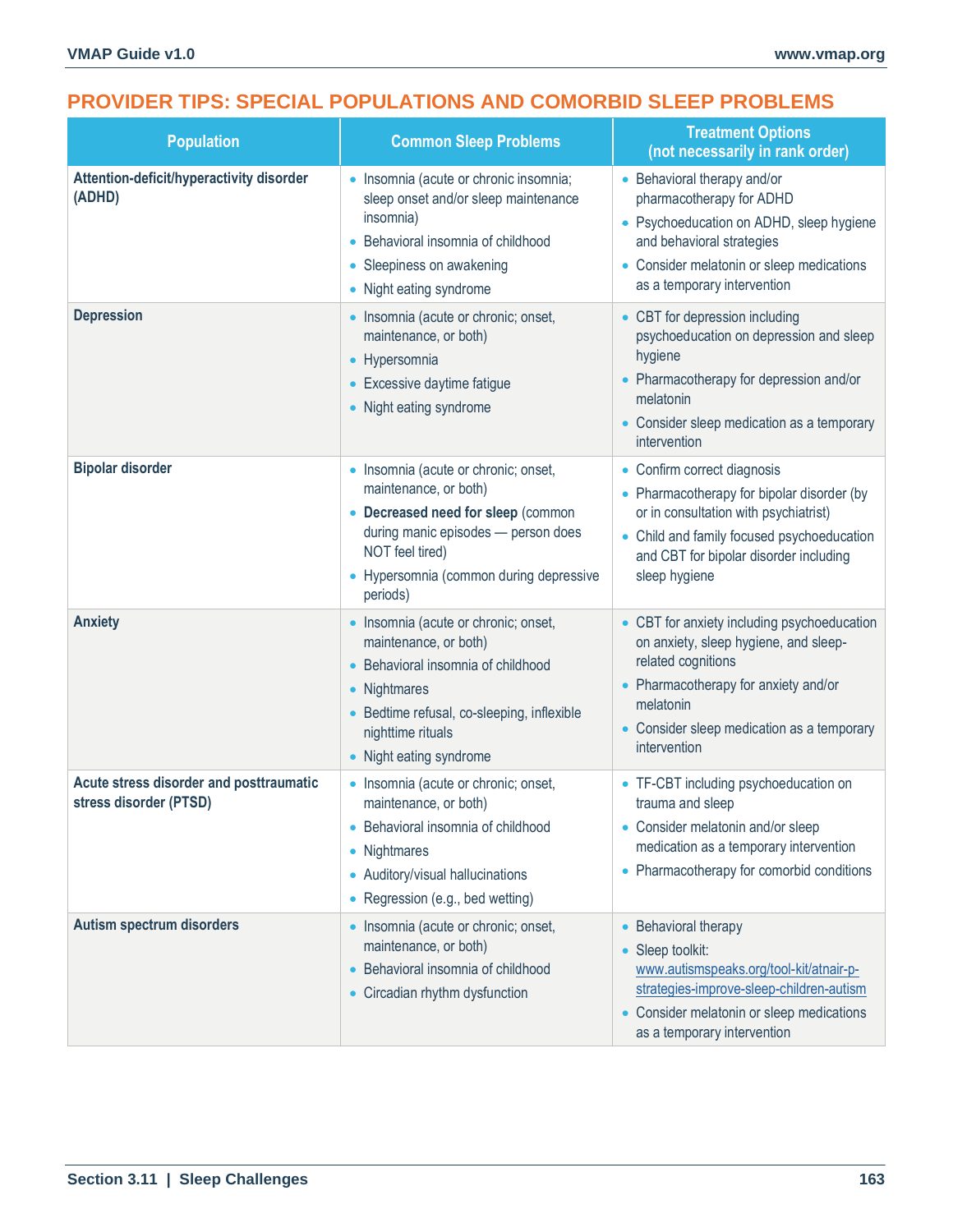## PROVIDER TIPS: SPECIAL POPULATIONS AND COMORBID SLEEP PROBLEMS

| Population | Common Sleep Problems | Treatment Options (not necessarily in rank order) |
|---|---|---|
| **Attention-deficit/hyperactivity disorder (ADHD)** | • Insomnia (acute or chronic insomnia; sleep onset and/or sleep maintenance insomnia)<br>• Behavioral insomnia of childhood<br>• Sleepiness on awakening<br>• Night eating syndrome | • Behavioral therapy and/or pharmacotherapy for ADHD<br>• Psychoeducation on ADHD, sleep hygiene and behavioral strategies<br>• Consider melatonin or sleep medications as a temporary intervention |
| **Depression** | • Insomnia (acute or chronic; onset, maintenance, or both)<br>• Hypersomnia<br>• Excessive daytime fatigue<br>• Night eating syndrome | • CBT for depression including psychoeducation on depression and sleep hygiene<br>• Pharmacotherapy for depression and/or melatonin<br>• Consider sleep medication as a temporary intervention |
| **Bipolar disorder** | • Insomnia (acute or chronic; onset, maintenance, or both)<br>• **Decreased need for sleep** (common during manic episodes — person does NOT feel tired)<br>• Hypersomnia (common during depressive periods) | • Confirm correct diagnosis<br>• Pharmacotherapy for bipolar disorder (by or in consultation with psychiatrist)<br>• Child and family focused psychoeducation and CBT for bipolar disorder including sleep hygiene |
| **Anxiety** | • Insomnia (acute or chronic; onset, maintenance, or both)<br>• Behavioral insomnia of childhood<br>• Nightmares<br>• Bedtime refusal, co-sleeping, inflexible nighttime rituals<br>• Night eating syndrome | • CBT for anxiety including psychoeducation on anxiety, sleep hygiene, and sleep-related cognitions<br>• Pharmacotherapy for anxiety and/or melatonin<br>• Consider sleep medication as a temporary intervention |
| **Acute stress disorder and posttraumatic stress disorder (PTSD)** | • Insomnia (acute or chronic; onset, maintenance, or both)<br>• Behavioral insomnia of childhood<br>• Nightmares<br>• Auditory/visual hallucinations<br>• Regression (e.g., bed wetting) | • TF-CBT including psychoeducation on trauma and sleep<br>• Consider melatonin and/or sleep medication as a temporary intervention<br>• Pharmacotherapy for comorbid conditions |
| **Autism spectrum disorders** | • Insomnia (acute or chronic; onset, maintenance, or both)<br>• Behavioral insomnia of childhood<br>• Circadian rhythm dysfunction | • Behavioral therapy<br>• Sleep toolkit: www.autismspeaks.org/tool-kit/atnair-p-strategies-improve-sleep-children-autism<br>• Consider melatonin or sleep medications as a temporary intervention |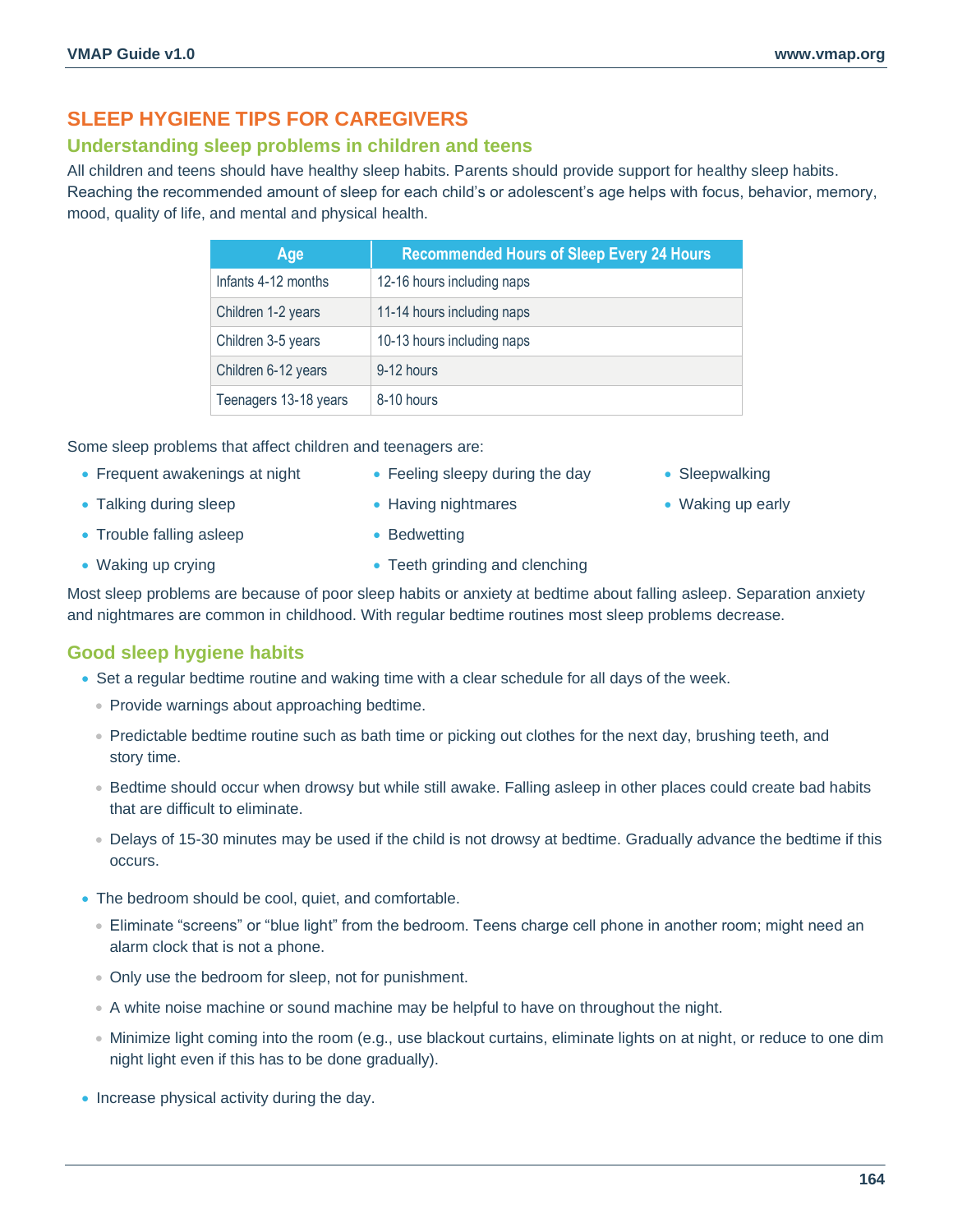## SLEEP HYGIENE TIPS FOR CAREGIVERS

### Understanding sleep problems in children and teens

All children and teens should have healthy sleep habits. Parents should provide support for healthy sleep habits. Reaching the recommended amount of sleep for each child's or adolescent's age helps with focus, behavior, memory, mood, quality of life, and mental and physical health.

| Age | Recommended Hours of Sleep Every 24 Hours |
|---|---|
| Infants 4-12 months | 12-16 hours including naps |
| Children 1-2 years | 11-14 hours including naps |
| Children 3-5 years | 10-13 hours including naps |
| Children 6-12 years | 9-12 hours |
| Teenagers 13-18 years | 8-10 hours |

Some sleep problems that affect children and teenagers are:

- Frequent awakenings at night
- Talking during sleep
- Trouble falling asleep
- Waking up crying
- Feeling sleepy during the day
- Having nightmares
- Bedwetting
- Teeth grinding and clenching
- Sleepwalking
- Waking up early

Most sleep problems are because of poor sleep habits or anxiety at bedtime about falling asleep. Separation anxiety and nightmares are common in childhood. With regular bedtime routines most sleep problems decrease.

### Good sleep hygiene habits

- Set a regular bedtime routine and waking time with a clear schedule for all days of the week.
  - Provide warnings about approaching bedtime.
  - Predictable bedtime routine such as bath time or picking out clothes for the next day, brushing teeth, and story time.
  - Bedtime should occur when drowsy but while still awake. Falling asleep in other places could create bad habits that are difficult to eliminate.
  - Delays of 15-30 minutes may be used if the child is not drowsy at bedtime. Gradually advance the bedtime if this occurs.
- The bedroom should be cool, quiet, and comfortable.
  - Eliminate "screens" or "blue light" from the bedroom. Teens charge cell phone in another room; might need an alarm clock that is not a phone.
  - Only use the bedroom for sleep, not for punishment.
  - A white noise machine or sound machine may be helpful to have on throughout the night.
  - Minimize light coming into the room (e.g., use blackout curtains, eliminate lights on at night, or reduce to one dim night light even if this has to be done gradually).
- Increase physical activity during the day.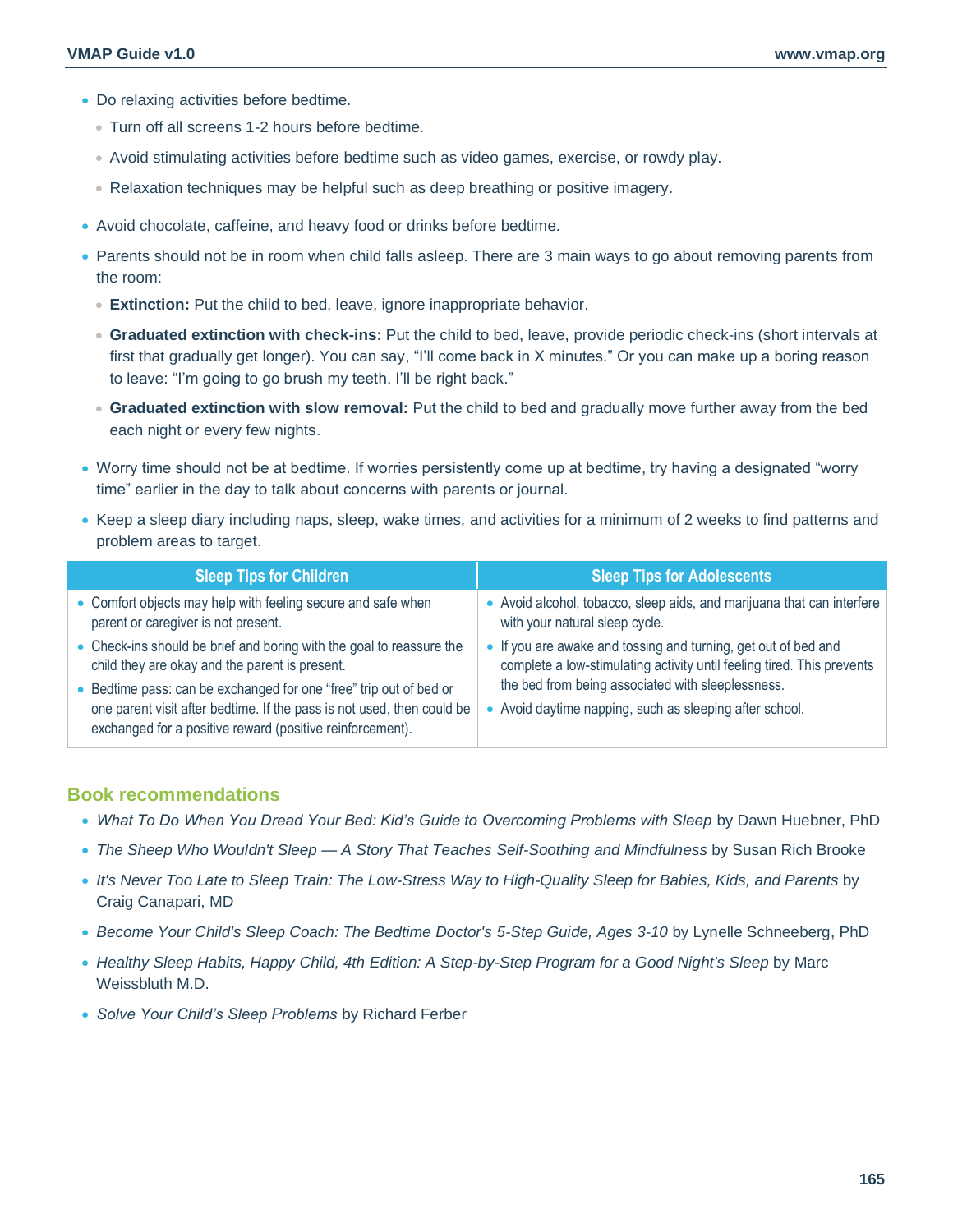- Do relaxing activities before bedtime.
  - Turn off all screens 1-2 hours before bedtime.
  - Avoid stimulating activities before bedtime such as video games, exercise, or rowdy play.
  - Relaxation techniques may be helpful such as deep breathing or positive imagery.
- Avoid chocolate, caffeine, and heavy food or drinks before bedtime.
- Parents should not be in room when child falls asleep. There are 3 main ways to go about removing parents from the room:
  - **Extinction:** Put the child to bed, leave, ignore inappropriate behavior.
  - **Graduated extinction with check-ins:** Put the child to bed, leave, provide periodic check-ins (short intervals at first that gradually get longer). You can say, "I'll come back in X minutes." Or you can make up a boring reason to leave: "I'm going to go brush my teeth. I'll be right back."
  - **Graduated extinction with slow removal:** Put the child to bed and gradually move further away from the bed each night or every few nights.
- Worry time should not be at bedtime. If worries persistently come up at bedtime, try having a designated "worry time" earlier in the day to talk about concerns with parents or journal.
- Keep a sleep diary including naps, sleep, wake times, and activities for a minimum of 2 weeks to find patterns and problem areas to target.

| Sleep Tips for Children | Sleep Tips for Adolescents |
|---|---|
| • Comfort objects may help with feeling secure and safe when parent or caregiver is not present.<br>• Check-ins should be brief and boring with the goal to reassure the child they are okay and the parent is present.<br>• Bedtime pass: can be exchanged for one "free" trip out of bed or one parent visit after bedtime. If the pass is not used, then could be exchanged for a positive reward (positive reinforcement). | • Avoid alcohol, tobacco, sleep aids, and marijuana that can interfere with your natural sleep cycle.<br>• If you are awake and tossing and turning, get out of bed and complete a low-stimulating activity until feeling tired. This prevents the bed from being associated with sleeplessness.<br>• Avoid daytime napping, such as sleeping after school. |

## Book recommendations

- *What To Do When You Dread Your Bed: Kid's Guide to Overcoming Problems with Sleep* by Dawn Huebner, PhD
- *The Sheep Who Wouldn't Sleep — A Story That Teaches Self-Soothing and Mindfulness* by Susan Rich Brooke
- *It's Never Too Late to Sleep Train: The Low-Stress Way to High-Quality Sleep for Babies, Kids, and Parents* by Craig Canapari, MD
- *Become Your Child's Sleep Coach: The Bedtime Doctor's 5-Step Guide, Ages 3-10* by Lynelle Schneeberg, PhD
- *Healthy Sleep Habits, Happy Child, 4th Edition: A Step-by-Step Program for a Good Night's Sleep* by Marc Weissbluth M.D.
- *Solve Your Child's Sleep Problems* by Richard Ferber